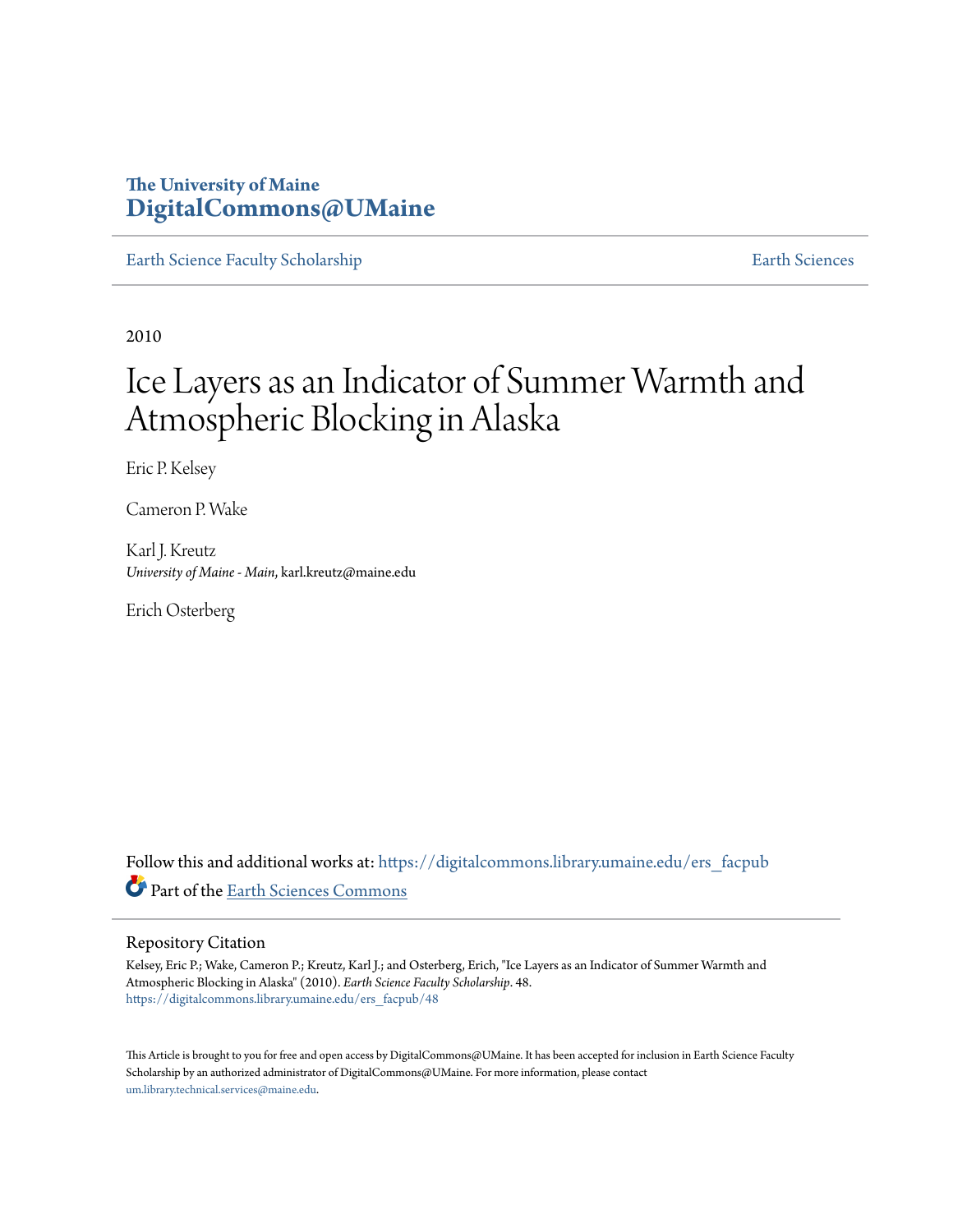The University of Maine
**DigitalCommons@UMaine**

Earth Science Faculty Scholarship | Earth Sciences

2010

# Ice Layers as an Indicator of Summer Warmth and Atmospheric Blocking in Alaska

Eric P. Kelsey

Cameron P. Wake

Karl J. Kreutz
*University of Maine - Main*, karl.kreutz@maine.edu

Erich Osterberg

Follow this and additional works at: https://digitalcommons.library.umaine.edu/ers_facpub

Part of the Earth Sciences Commons

## Repository Citation

Kelsey, Eric P.; Wake, Cameron P.; Kreutz, Karl J.; and Osterberg, Erich, "Ice Layers as an Indicator of Summer Warmth and Atmospheric Blocking in Alaska" (2010). *Earth Science Faculty Scholarship*. 48.
https://digitalcommons.library.umaine.edu/ers_facpub/48

This Article is brought to you for free and open access by DigitalCommons@UMaine. It has been accepted for inclusion in Earth Science Faculty Scholarship by an authorized administrator of DigitalCommons@UMaine. For more information, please contact um.library.technical.services@maine.edu.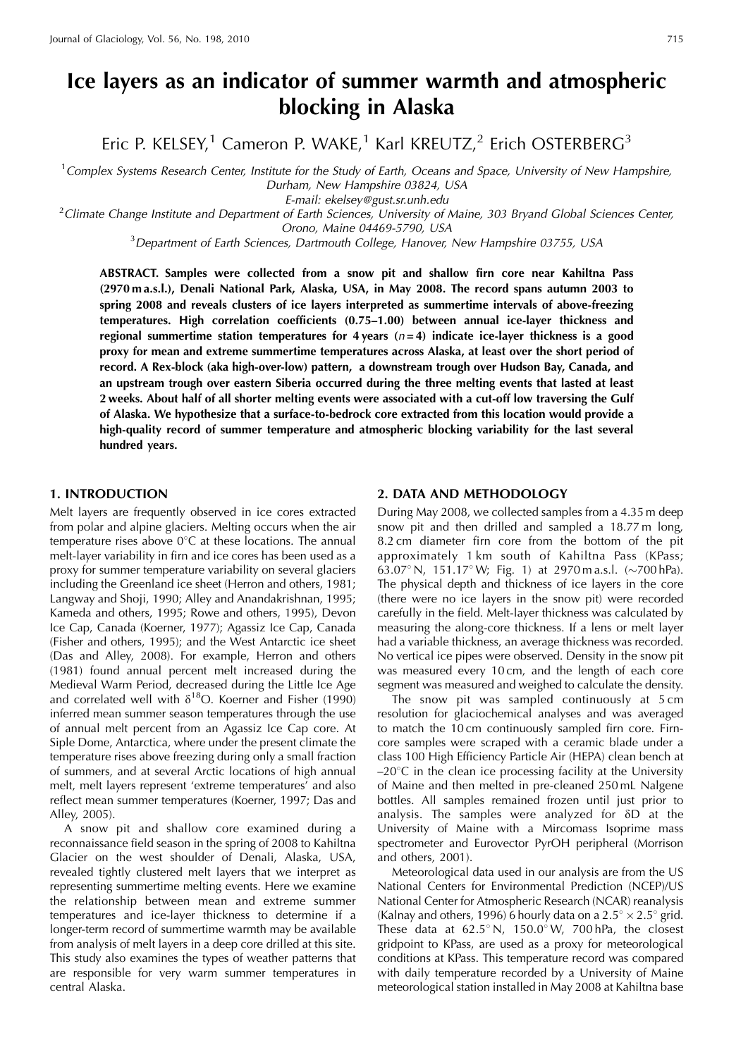# Ice layers as an indicator of summer warmth and atmospheric blocking in Alaska

Eric P. KELSEY,[1] Cameron P. WAKE,[1] Karl KREUTZ,[2] Erich OSTERBERG[3]

[1]Complex Systems Research Center, Institute for the Study of Earth, Oceans and Space, University of New Hampshire, Durham, New Hampshire 03824, USA

E-mail: ekelsey@gust.sr.unh.edu

[2]Climate Change Institute and Department of Earth Sciences, University of Maine, 303 Bryand Global Sciences Center, Orono, Maine 04469-5790, USA

[3]Department of Earth Sciences, Dartmouth College, Hanover, New Hampshire 03755, USA

**ABSTRACT. Samples were collected from a snow pit and shallow firn core near Kahiltna Pass (2970 m a.s.l.), Denali National Park, Alaska, USA, in May 2008. The record spans autumn 2003 to spring 2008 and reveals clusters of ice layers interpreted as summertime intervals of above-freezing temperatures. High correlation coefficients (0.75–1.00) between annual ice-layer thickness and regional summertime station temperatures for 4 years ($n = 4$) indicate ice-layer thickness is a good proxy for mean and extreme summertime temperatures across Alaska, at least over the short period of record. A Rex-block (aka high-over-low) pattern, a downstream trough over Hudson Bay, Canada, and an upstream trough over eastern Siberia occurred during the three melting events that lasted at least 2 weeks. About half of all shorter melting events were associated with a cut-off low traversing the Gulf of Alaska. We hypothesize that a surface-to-bedrock core extracted from this location would provide a high-quality record of summer temperature and atmospheric blocking variability for the last several hundred years.**

## 1. INTRODUCTION

Melt layers are frequently observed in ice cores extracted from polar and alpine glaciers. Melting occurs when the air temperature rises above 0°C at these locations. The annual melt-layer variability in firn and ice cores has been used as a proxy for summer temperature variability on several glaciers including the Greenland ice sheet (Herron and others, 1981; Langway and Shoji, 1990; Alley and Anandakrishnan, 1995; Kameda and others, 1995; Rowe and others, 1995), Devon Ice Cap, Canada (Koerner, 1977); Agassiz Ice Cap, Canada (Fisher and others, 1995); and the West Antarctic ice sheet (Das and Alley, 2008). For example, Herron and others (1981) found annual percent melt increased during the Medieval Warm Period, decreased during the Little Ice Age and correlated well with $\delta^{18}O$. Koerner and Fisher (1990) inferred mean summer season temperatures through the use of annual melt percent from an Agassiz Ice Cap core. At Siple Dome, Antarctica, where under the present climate the temperature rises above freezing during only a small fraction of summers, and at several Arctic locations of high annual melt, melt layers represent 'extreme temperatures' and also reflect mean summer temperatures (Koerner, 1997; Das and Alley, 2005).

A snow pit and shallow core examined during a reconnaissance field season in the spring of 2008 to Kahiltna Glacier on the west shoulder of Denali, Alaska, USA, revealed tightly clustered melt layers that we interpret as representing summertime melting events. Here we examine the relationship between mean and extreme summer temperatures and ice-layer thickness to determine if a longer-term record of summertime warmth may be available from analysis of melt layers in a deep core drilled at this site. This study also examines the types of weather patterns that are responsible for very warm summer temperatures in central Alaska.

## 2. DATA AND METHODOLOGY

During May 2008, we collected samples from a 4.35 m deep snow pit and then drilled and sampled a 18.77 m long, 8.2 cm diameter firn core from the bottom of the pit approximately 1 km south of Kahiltna Pass (KPass; 63.07° N, 151.17° W; Fig. 1) at 2970 m a.s.l. (~700 hPa). The physical depth and thickness of ice layers in the core (there were no ice layers in the snow pit) were recorded carefully in the field. Melt-layer thickness was calculated by measuring the along-core thickness. If a lens or melt layer had a variable thickness, an average thickness was recorded. No vertical ice pipes were observed. Density in the snow pit was measured every 10 cm, and the length of each core segment was measured and weighed to calculate the density.

The snow pit was sampled continuously at 5 cm resolution for glaciochemical analyses and was averaged to match the 10 cm continuously sampled firn core. Firn-core samples were scraped with a ceramic blade under a class 100 High Efficiency Particle Air (HEPA) clean bench at –20°C in the clean ice processing facility at the University of Maine and then melted in pre-cleaned 250 mL Nalgene bottles. All samples remained frozen until just prior to analysis. The samples were analyzed for δD at the University of Maine with a Mircomass Isoprime mass spectrometer and Eurovector PyrOH peripheral (Morrison and others, 2001).

Meteorological data used in our analysis are from the US National Centers for Environmental Prediction (NCEP)/US National Center for Atmospheric Research (NCAR) reanalysis (Kalnay and others, 1996) 6 hourly data on a 2.5° × 2.5° grid. These data at 62.5° N, 150.0° W, 700 hPa, the closest gridpoint to KPass, are used as a proxy for meteorological conditions at KPass. This temperature record was compared with daily temperature recorded by a University of Maine meteorological station installed in May 2008 at Kahiltna base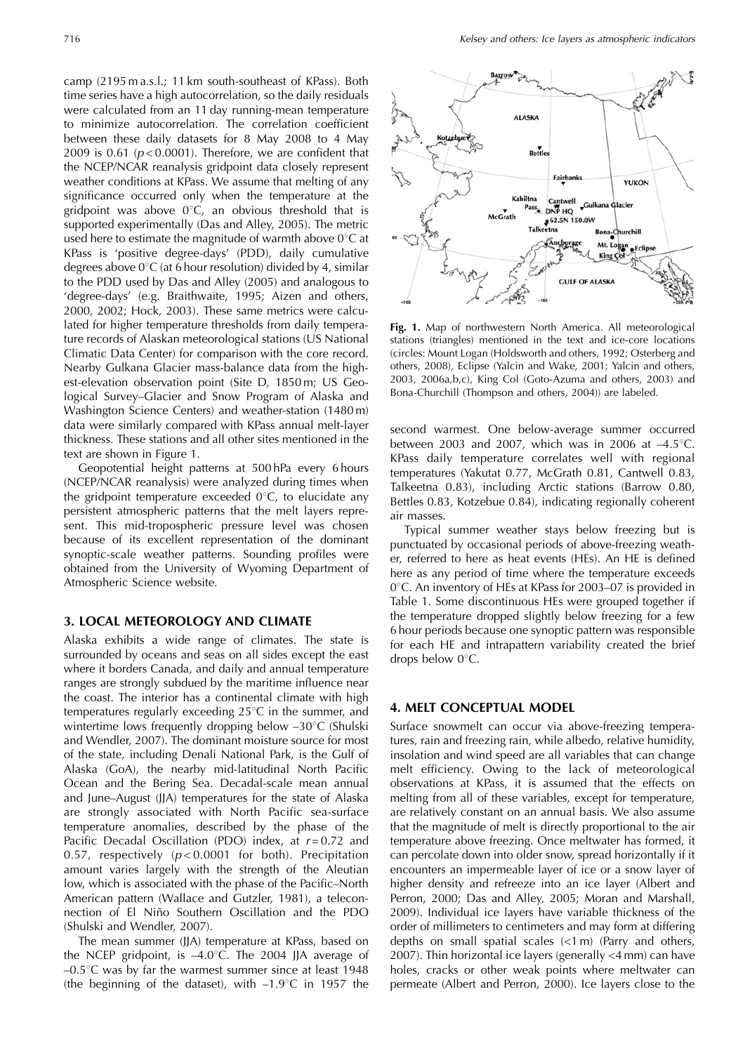camp (2195 m a.s.l.; 11 km south-southeast of KPass). Both time series have a high autocorrelation, so the daily residuals were calculated from an 11 day running-mean temperature to minimize autocorrelation. The correlation coefficient between these daily datasets for 8 May 2008 to 4 May 2009 is 0.61 ($p < 0.0001$). Therefore, we are confident that the NCEP/NCAR reanalysis gridpoint data closely represent weather conditions at KPass. We assume that melting of any significance occurred only when the temperature at the gridpoint was above 0°C, an obvious threshold that is supported experimentally (Das and Alley, 2005). The metric used here to estimate the magnitude of warmth above 0°C at KPass is 'positive degree-days' (PDD), daily cumulative degrees above 0°C (at 6 hour resolution) divided by 4, similar to the PDD used by Das and Alley (2005) and analogous to 'degree-days' (e.g. Braithwaite, 1995; Aizen and others, 2000, 2002; Hock, 2003). These same metrics were calculated for higher temperature thresholds from daily temperature records of Alaskan meteorological stations (US National Climatic Data Center) for comparison with the core record. Nearby Gulkana Glacier mass-balance data from the highest-elevation observation point (Site D, 1850 m; US Geological Survey–Glacier and Snow Program of Alaska and Washington Science Centers) and weather-station (1480 m) data were similarly compared with KPass annual melt-layer thickness. These stations and all other sites mentioned in the text are shown in Figure 1.

Geopotential height patterns at 500 hPa every 6 hours (NCEP/NCAR reanalysis) were analyzed during times when the gridpoint temperature exceeded 0°C, to elucidate any persistent atmospheric patterns that the melt layers represent. This mid-tropospheric pressure level was chosen because of its excellent representation of the dominant synoptic-scale weather patterns. Sounding profiles were obtained from the University of Wyoming Department of Atmospheric Science website.

## 3. LOCAL METEOROLOGY AND CLIMATE

Alaska exhibits a wide range of climates. The state is surrounded by oceans and seas on all sides except the east where it borders Canada, and daily and annual temperature ranges are strongly subdued by the maritime influence near the coast. The interior has a continental climate with high temperatures regularly exceeding 25°C in the summer, and wintertime lows frequently dropping below –30°C (Shulski and Wendler, 2007). The dominant moisture source for most of the state, including Denali National Park, is the Gulf of Alaska (GoA), the nearby mid-latitudinal North Pacific Ocean and the Bering Sea. Decadal-scale mean annual and June–August (JJA) temperatures for the state of Alaska are strongly associated with North Pacific sea-surface temperature anomalies, described by the phase of the Pacific Decadal Oscillation (PDO) index, at $r = 0.72$ and 0.57, respectively ($p < 0.0001$ for both). Precipitation amount varies largely with the strength of the Aleutian low, which is associated with the phase of the Pacific–North American pattern (Wallace and Gutzler, 1981), a teleconnection of El Niño Southern Oscillation and the PDO (Shulski and Wendler, 2007).

The mean summer (JJA) temperature at KPass, based on the NCEP gridpoint, is –4.0°C. The 2004 JJA average of –0.5°C was by far the warmest summer since at least 1948 (the beginning of the dataset), with –1.9°C in 1957 the second warmest. One below-average summer occurred between 2003 and 2007, which was in 2006 at –4.5°C. KPass daily temperature correlates well with regional temperatures (Yakutat 0.77, McGrath 0.81, Cantwell 0.83, Talkeetna 0.83), including Arctic stations (Barrow 0.80, Bettles 0.83, Kotzebue 0.84), indicating regionally coherent air masses.

Typical summer weather stays below freezing but is punctuated by occasional periods of above-freezing weather, referred to here as heat events (HEs). An HE is defined here as any period of time where the temperature exceeds 0°C. An inventory of HEs at KPass for 2003–07 is provided in Table 1. Some discontinuous HEs were grouped together if the temperature dropped slightly below freezing for a few 6 hour periods because one synoptic pattern was responsible for each HE and intrapattern variability created the brief drops below 0°C.

**Fig. 1.** Map of northwestern North America. All meteorological stations (triangles) mentioned in the text and ice-core locations (circles: Mount Logan (Holdsworth and others, 1992; Osterberg and others, 2008), Eclipse (Yalcin and Wake, 2001; Yalcin and others, 2003, 2006a,b,c), King Col (Goto-Azuma and others, 2003) and Bona-Churchill (Thompson and others, 2004)) are labeled.

## 4. MELT CONCEPTUAL MODEL

Surface snowmelt can occur via above-freezing temperatures, rain and freezing rain, while albedo, relative humidity, insolation and wind speed are all variables that can change melt efficiency. Owing to the lack of meteorological observations at KPass, it is assumed that the effects on melting from all of these variables, except for temperature, are relatively constant on an annual basis. We also assume that the magnitude of melt is directly proportional to the air temperature above freezing. Once meltwater has formed, it can percolate down into older snow, spread horizontally if it encounters an impermeable layer of ice or a snow layer of higher density and refreeze into an ice layer (Albert and Perron, 2000; Das and Alley, 2005; Moran and Marshall, 2009). Individual ice layers have variable thickness of the order of millimeters to centimeters and may form at differing depths on small spatial scales (<1 m) (Parry and others, 2007). Thin horizontal ice layers (generally <4 mm) can have holes, cracks or other weak points where meltwater can permeate (Albert and Perron, 2000). Ice layers close to the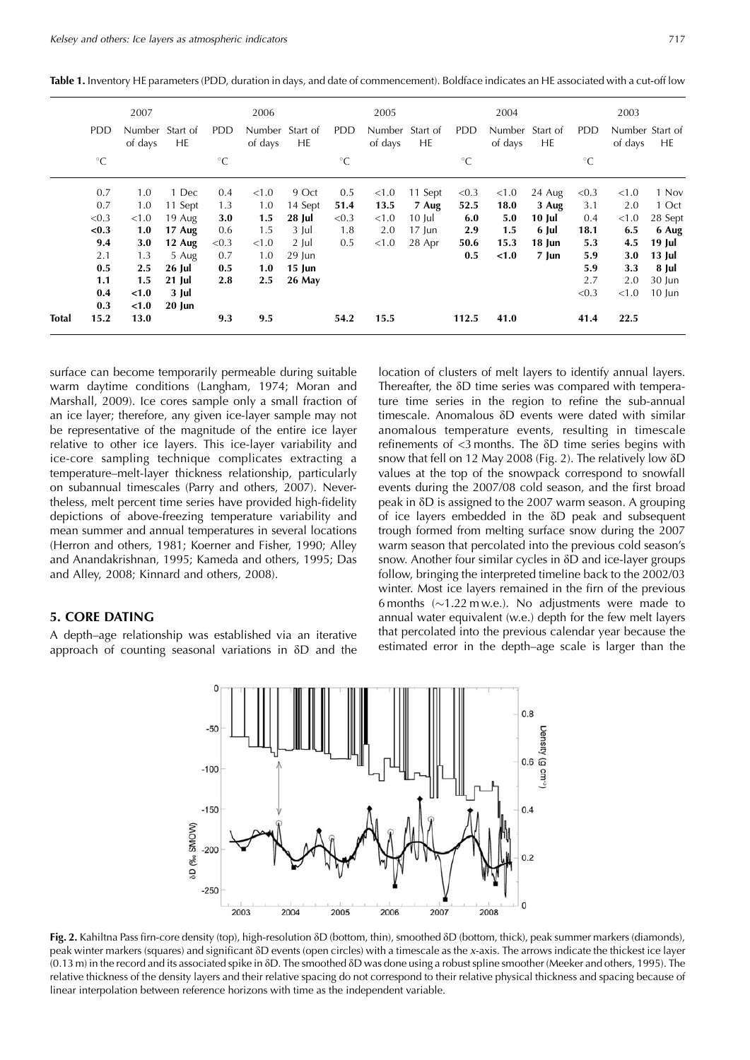**Table 1.** Inventory HE parameters (PDD, duration in days, and date of commencement). Boldface indicates an HE associated with a cut-off low

| | 2007 | | | 2006 | | | 2005 | | | 2004 | | | 2003 | | |
|---|---|---|---|---|---|---|---|---|---|---|---|---|---|---|---|
| | PDD | Number of days | Start of HE | PDD | Number of days | Start of HE | PDD | Number of days | Start of HE | PDD | Number of days | Start of HE | PDD | Number of days | Start of HE |
| | °C | | | °C | | | °C | | | °C | | | °C | | |
| | 0.7 | 1.0 | 1 Dec | 0.4 | <1.0 | 9 Oct | 0.5 | <1.0 | 11 Sept | <0.3 | <1.0 | 24 Aug | <0.3 | <1.0 | 1 Nov |
| | 0.7 | 1.0 | 11 Sept | 1.3 | 1.0 | 14 Sept | **51.4** | **13.5** | **7 Aug** | **52.5** | **18.0** | **3 Aug** | 3.1 | 2.0 | 1 Oct |
| | <0.3 | <1.0 | 19 Aug | **3.0** | **1.5** | **28 Jul** | <0.3 | <1.0 | 10 Jul | **6.0** | **5.0** | **10 Jul** | 0.4 | <1.0 | 28 Sept |
| | **<0.3** | **1.0** | **17 Aug** | 0.6 | 1.5 | 3 Jul | 1.8 | 2.0 | 17 Jun | **2.9** | **1.5** | **6 Jul** | **18.1** | **6.5** | **6 Aug** |
| | **9.4** | **3.0** | **12 Aug** | <0.3 | <1.0 | 2 Jul | 0.5 | <1.0 | 28 Apr | **50.6** | **15.3** | **18 Jun** | **5.3** | **4.5** | **19 Jul** |
| | 2.1 | 1.3 | 5 Aug | 0.7 | 1.0 | 29 Jun | | | | **0.5** | **<1.0** | **7 Jun** | **5.9** | **3.0** | **13 Jul** |
| | **0.5** | **2.5** | **26 Jul** | **0.5** | **1.0** | **15 Jun** | | | | | | | **5.9** | **3.3** | **8 Jul** |
| | **1.1** | **1.5** | **21 Jul** | **2.8** | **2.5** | **26 May** | | | | | | | 2.7 | 2.0 | 30 Jun |
| | **0.4** | **<1.0** | **3 Jul** | | | | | | | | | | <0.3 | <1.0 | 10 Jun |
| | **0.3** | **<1.0** | **20 Jun** | | | | | | | | | | | | |
| **Total** | **15.2** | **13.0** | | **9.3** | **9.5** | | **54.2** | **15.5** | | **112.5** | **41.0** | | **41.4** | **22.5** | |

surface can become temporarily permeable during suitable warm daytime conditions (Langham, 1974; Moran and Marshall, 2009). Ice cores sample only a small fraction of an ice layer; therefore, any given ice-layer sample may not be representative of the magnitude of the entire ice layer relative to other ice layers. This ice-layer variability and ice-core sampling technique complicates extracting a temperature–melt-layer thickness relationship, particularly on subannual timescales (Parry and others, 2007). Nevertheless, melt percent time series have provided high-fidelity depictions of above-freezing temperature variability and mean summer and annual temperatures in several locations (Herron and others, 1981; Koerner and Fisher, 1990; Alley and Anandakrishnan, 1995; Kameda and others, 1995; Das and Alley, 2008; Kinnard and others, 2008).

## 5. CORE DATING

A depth–age relationship was established via an iterative approach of counting seasonal variations in δD and the location of clusters of melt layers to identify annual layers. Thereafter, the δD time series was compared with temperature time series in the region to refine the sub-annual timescale. Anomalous δD events were dated with similar anomalous temperature events, resulting in timescale refinements of <3 months. The δD time series begins with snow that fell on 12 May 2008 (Fig. 2). The relatively low δD values at the top of the snowpack correspond to snowfall events during the 2007/08 cold season, and the first broad peak in δD is assigned to the 2007 warm season. A grouping of ice layers embedded in the δD peak and subsequent trough formed from melting surface snow during the 2007 warm season that percolated into the previous cold season's snow. Another four similar cycles in δD and ice-layer groups follow, bringing the interpreted timeline back to the 2002/03 winter. Most ice layers remained in the firn of the previous 6 months (~1.22 m w.e.). No adjustments were made to annual water equivalent (w.e.) depth for the few melt layers that percolated into the previous calendar year because the estimated error in the depth–age scale is larger than the

**Fig. 2.** Kahiltna Pass firn-core density (top), high-resolution δD (bottom, thin), smoothed δD (bottom, thick), peak summer markers (diamonds), peak winter markers (squares) and significant δD events (open circles) with a timescale as the x-axis. The arrows indicate the thickest ice layer (0.13 m) in the record and its associated spike in δD. The smoothed δD was done using a robust spline smoother (Meeker and others, 1995). The relative thickness of the density layers and their relative spacing do not correspond to their relative physical thickness and spacing because of linear interpolation between reference horizons with time as the independent variable.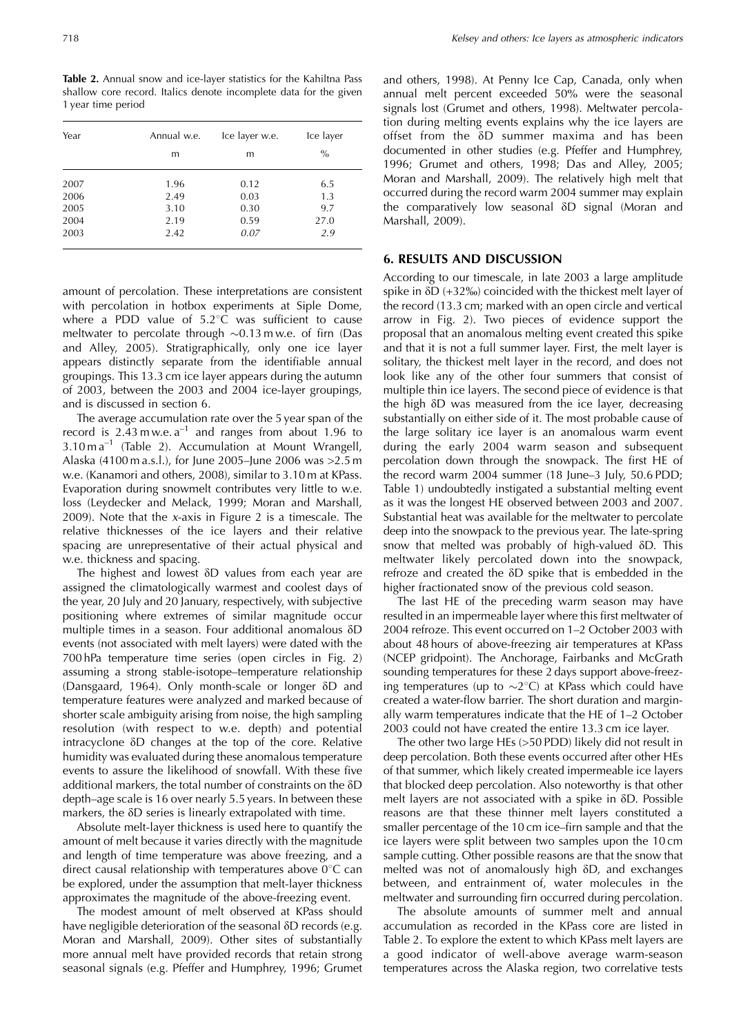**Table 2.** Annual snow and ice-layer statistics for the Kahiltna Pass shallow core record. Italics denote incomplete data for the given 1 year time period

| Year | Annual w.e. | Ice layer w.e. | Ice layer |
|---|---|---|---|
| | m | m | % |
| 2007 | 1.96 | 0.12 | 6.5 |
| 2006 | 2.49 | 0.03 | 1.3 |
| 2005 | 3.10 | 0.30 | 9.7 |
| 2004 | 2.19 | 0.59 | 27.0 |
| 2003 | 2.42 | *0.07* | *2.9* |

amount of percolation. These interpretations are consistent with percolation in hotbox experiments at Siple Dome, where a PDD value of 5.2°C was sufficient to cause meltwater to percolate through ~0.13 m w.e. of firn (Das and Alley, 2005). Stratigraphically, only one ice layer appears distinctly separate from the identifiable annual groupings. This 13.3 cm ice layer appears during the autumn of 2003, between the 2003 and 2004 ice-layer groupings, and is discussed in section 6.

The average accumulation rate over the 5 year span of the record is 2.43 m w.e. $a^{-1}$ and ranges from about 1.96 to 3.10 m $a^{-1}$ (Table 2). Accumulation at Mount Wrangell, Alaska (4100 m a.s.l.), for June 2005–June 2006 was >2.5 m w.e. (Kanamori and others, 2008), similar to 3.10 m at KPass. Evaporation during snowmelt contributes very little to w.e. loss (Leydecker and Melack, 1999; Moran and Marshall, 2009). Note that the *x*-axis in Figure 2 is a timescale. The relative thicknesses of the ice layers and their relative spacing are unrepresentative of their actual physical and w.e. thickness and spacing.

The highest and lowest δD values from each year are assigned the climatologically warmest and coolest days of the year, 20 July and 20 January, respectively, with subjective positioning where extremes of similar magnitude occur multiple times in a season. Four additional anomalous δD events (not associated with melt layers) were dated with the 700 hPa temperature time series (open circles in Fig. 2) assuming a strong stable-isotope–temperature relationship (Dansgaard, 1964). Only month-scale or longer δD and temperature features were analyzed and marked because of shorter scale ambiguity arising from noise, the high sampling resolution (with respect to w.e. depth) and potential intracyclone δD changes at the top of the core. Relative humidity was evaluated during these anomalous temperature events to assure the likelihood of snowfall. With these five additional markers, the total number of constraints on the δD depth–age scale is 16 over nearly 5.5 years. In between these markers, the δD series is linearly extrapolated with time.

Absolute melt-layer thickness is used here to quantify the amount of melt because it varies directly with the magnitude and length of time temperature was above freezing, and a direct causal relationship with temperatures above 0°C can be explored, under the assumption that melt-layer thickness approximates the magnitude of the above-freezing event.

The modest amount of melt observed at KPass should have negligible deterioration of the seasonal δD records (e.g. Moran and Marshall, 2009). Other sites of substantially more annual melt have provided records that retain strong seasonal signals (e.g. Pfeffer and Humphrey, 1996; Grumet and others, 1998). At Penny Ice Cap, Canada, only when annual melt percent exceeded 50% were the seasonal signals lost (Grumet and others, 1998). Meltwater percolation during melting events explains why the ice layers are offset from the δD summer maxima and has been documented in other studies (e.g. Pfeffer and Humphrey, 1996; Grumet and others, 1998; Das and Alley, 2005; Moran and Marshall, 2009). The relatively high melt that occurred during the record warm 2004 summer may explain the comparatively low seasonal δD signal (Moran and Marshall, 2009).

## 6. RESULTS AND DISCUSSION

According to our timescale, in late 2003 a large amplitude spike in δD (+32‰) coincided with the thickest melt layer of the record (13.3 cm; marked with an open circle and vertical arrow in Fig. 2). Two pieces of evidence support the proposal that an anomalous melting event created this spike and that it is not a full summer layer. First, the melt layer is solitary, the thickest melt layer in the record, and does not look like any of the other four summers that consist of multiple thin ice layers. The second piece of evidence is that the high δD was measured from the ice layer, decreasing substantially on either side of it. The most probable cause of the large solitary ice layer is an anomalous warm event during the early 2004 warm season and subsequent percolation down through the snowpack. The first HE of the record warm 2004 summer (18 June–3 July, 50.6 PDD; Table 1) undoubtedly instigated a substantial melting event as it was the longest HE observed between 2003 and 2007. Substantial heat was available for the meltwater to percolate deep into the snowpack to the previous year. The late-spring snow that melted was probably of high-valued δD. This meltwater likely percolated down into the snowpack, refroze and created the δD spike that is embedded in the higher fractionated snow of the previous cold season.

The last HE of the preceding warm season may have resulted in an impermeable layer where this first meltwater of 2004 refroze. This event occurred on 1–2 October 2003 with about 48 hours of above-freezing air temperatures at KPass (NCEP gridpoint). The Anchorage, Fairbanks and McGrath sounding temperatures for these 2 days support above-freezing temperatures (up to ~2°C) at KPass which could have created a water-flow barrier. The short duration and marginally warm temperatures indicate that the HE of 1–2 October 2003 could not have created the entire 13.3 cm ice layer.

The other two large HEs (>50 PDD) likely did not result in deep percolation. Both these events occurred after other HEs of that summer, which likely created impermeable ice layers that blocked deep percolation. Also noteworthy is that other melt layers are not associated with a spike in δD. Possible reasons are that these thinner melt layers constituted a smaller percentage of the 10 cm ice–firn sample and that the ice layers were split between two samples upon the 10 cm sample cutting. Other possible reasons are that the snow that melted was not of anomalously high δD, and exchanges between, and entrainment of, water molecules in the meltwater and surrounding firn occurred during percolation.

The absolute amounts of summer melt and annual accumulation as recorded in the KPass core are listed in Table 2. To explore the extent to which KPass melt layers are a good indicator of well-above average warm-season temperatures across the Alaska region, two correlative tests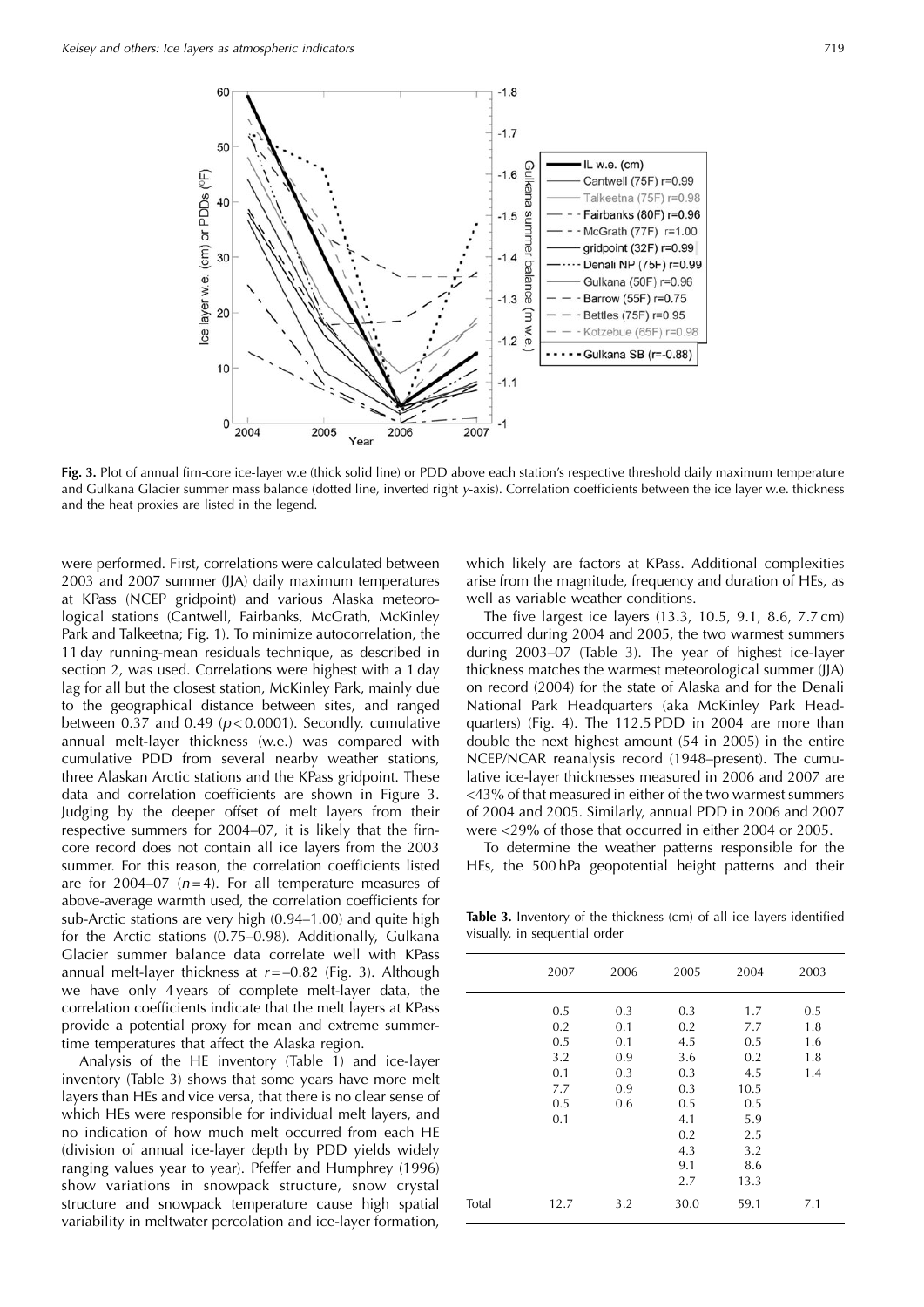**Fig. 3.** Plot of annual firn-core ice-layer w.e (thick solid line) or PDD above each station's respective threshold daily maximum temperature and Gulkana Glacier summer mass balance (dotted line, inverted right *y*-axis). Correlation coefficients between the ice layer w.e. thickness and the heat proxies are listed in the legend.

were performed. First, correlations were calculated between 2003 and 2007 summer (JJA) daily maximum temperatures at KPass (NCEP gridpoint) and various Alaska meteorological stations (Cantwell, Fairbanks, McGrath, McKinley Park and Talkeetna; Fig. 1). To minimize autocorrelation, the 11 day running-mean residuals technique, as described in section 2, was used. Correlations were highest with a 1 day lag for all but the closest station, McKinley Park, mainly due to the geographical distance between sites, and ranged between 0.37 and 0.49 ($p < 0.0001$). Secondly, cumulative annual melt-layer thickness (w.e.) was compared with cumulative PDD from several nearby weather stations, three Alaskan Arctic stations and the KPass gridpoint. These data and correlation coefficients are shown in Figure 3. Judging by the deeper offset of melt layers from their respective summers for 2004–07, it is likely that the firn-core record does not contain all ice layers from the 2003 summer. For this reason, the correlation coefficients listed are for 2004–07 ($n = 4$). For all temperature measures of above-average warmth used, the correlation coefficients for sub-Arctic stations are very high (0.94–1.00) and quite high for the Arctic stations (0.75–0.98). Additionally, Gulkana Glacier summer balance data correlate well with KPass annual melt-layer thickness at $r = -0.82$ (Fig. 3). Although we have only 4 years of complete melt-layer data, the correlation coefficients indicate that the melt layers at KPass provide a potential proxy for mean and extreme summertime temperatures that affect the Alaska region.

Analysis of the HE inventory (Table 1) and ice-layer inventory (Table 3) shows that some years have more melt layers than HEs and vice versa, that there is no clear sense of which HEs were responsible for individual melt layers, and no indication of how much melt occurred from each HE (division of annual ice-layer depth by PDD yields widely ranging values year to year). Pfeffer and Humphrey (1996) show variations in snowpack structure, snow crystal structure and snowpack temperature cause high spatial variability in meltwater percolation and ice-layer formation, which likely are factors at KPass. Additional complexities arise from the magnitude, frequency and duration of HEs, as well as variable weather conditions.

The five largest ice layers (13.3, 10.5, 9.1, 8.6, 7.7 cm) occurred during 2004 and 2005, the two warmest summers during 2003–07 (Table 3). The year of highest ice-layer thickness matches the warmest meteorological summer (JJA) on record (2004) for the state of Alaska and for the Denali National Park Headquarters (aka McKinley Park Headquarters) (Fig. 4). The 112.5 PDD in 2004 are more than double the next highest amount (54 in 2005) in the entire NCEP/NCAR reanalysis record (1948–present). The cumulative ice-layer thicknesses measured in 2006 and 2007 are <43% of that measured in either of the two warmest summers of 2004 and 2005. Similarly, annual PDD in 2006 and 2007 were <29% of those that occurred in either 2004 or 2005.

To determine the weather patterns responsible for the HEs, the 500 hPa geopotential height patterns and their

**Table 3.** Inventory of the thickness (cm) of all ice layers identified visually, in sequential order

| | 2007 | 2006 | 2005 | 2004 | 2003 |
|---|---|---|---|---|---|
| | 0.5 | 0.3 | 0.3 | 1.7 | 0.5 |
| | 0.2 | 0.1 | 0.2 | 7.7 | 1.8 |
| | 0.5 | 0.1 | 4.5 | 0.5 | 1.6 |
| | 3.2 | 0.9 | 3.6 | 0.2 | 1.8 |
| | 0.1 | 0.3 | 0.3 | 4.5 | 1.4 |
| | 7.7 | 0.9 | 0.3 | 10.5 | |
| | 0.5 | 0.6 | 0.5 | 0.5 | |
| | 0.1 | | 4.1 | 5.9 | |
| | | | 0.2 | 2.5 | |
| | | | 4.3 | 3.2 | |
| | | | 9.1 | 8.6 | |
| | | | 2.7 | 13.3 | |
| Total | 12.7 | 3.2 | 30.0 | 59.1 | 7.1 |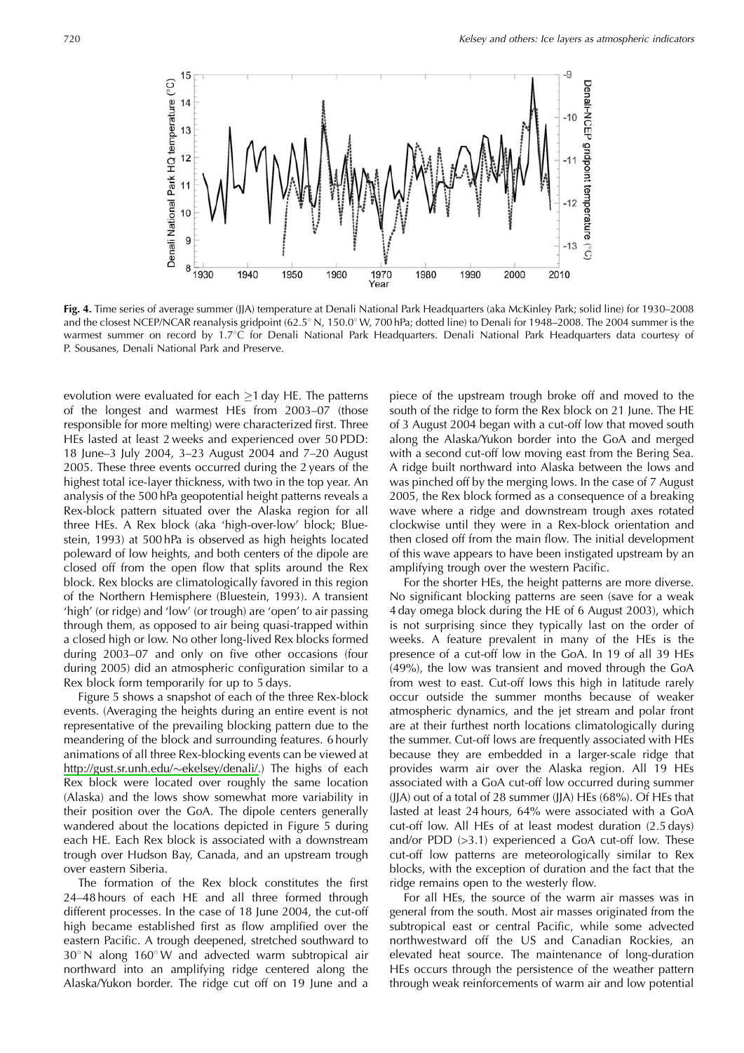**Fig. 4.** Time series of average summer (JJA) temperature at Denali National Park Headquarters (aka McKinley Park; solid line) for 1930–2008 and the closest NCEP/NCAR reanalysis gridpoint (62.5° N, 150.0° W, 700 hPa; dotted line) to Denali for 1948–2008. The 2004 summer is the warmest summer on record by 1.7°C for Denali National Park Headquarters. Denali National Park Headquarters data courtesy of P. Sousanes, Denali National Park and Preserve.

evolution were evaluated for each ≥1 day HE. The patterns of the longest and warmest HEs from 2003–07 (those responsible for more melting) were characterized first. Three HEs lasted at least 2 weeks and experienced over 50 PDD: 18 June–3 July 2004, 3–23 August 2004 and 7–20 August 2005. These three events occurred during the 2 years of the highest total ice-layer thickness, with two in the top year. An analysis of the 500 hPa geopotential height patterns reveals a Rex-block pattern situated over the Alaska region for all three HEs. A Rex block (aka 'high-over-low' block; Bluestein, 1993) at 500 hPa is observed as high heights located poleward of low heights, and both centers of the dipole are closed off from the open flow that splits around the Rex block. Rex blocks are climatologically favored in this region of the Northern Hemisphere (Bluestein, 1993). A transient 'high' (or ridge) and 'low' (or trough) are 'open' to air passing through them, as opposed to air being quasi-trapped within a closed high or low. No other long-lived Rex blocks formed during 2003–07 and only on five other occasions (four during 2005) did an atmospheric configuration similar to a Rex block form temporarily for up to 5 days.

Figure 5 shows a snapshot of each of the three Rex-block events. (Averaging the heights during an entire event is not representative of the prevailing blocking pattern due to the meandering of the block and surrounding features. 6 hourly animations of all three Rex-blocking events can be viewed at http://gust.sr.unh.edu/~ekelsey/denali/.) The highs of each Rex block were located over roughly the same location (Alaska) and the lows show somewhat more variability in their position over the GoA. The dipole centers generally wandered about the locations depicted in Figure 5 during each HE. Each Rex block is associated with a downstream trough over Hudson Bay, Canada, and an upstream trough over eastern Siberia.

The formation of the Rex block constitutes the first 24–48 hours of each HE and all three formed through different processes. In the case of 18 June 2004, the cut-off high became established first as flow amplified over the eastern Pacific. A trough deepened, stretched southward to 30° N along 160° W and advected warm subtropical air northward into an amplifying ridge centered along the Alaska/Yukon border. The ridge cut off on 19 June and a piece of the upstream trough broke off and moved to the south of the ridge to form the Rex block on 21 June. The HE of 3 August 2004 began with a cut-off low that moved south along the Alaska/Yukon border into the GoA and merged with a second cut-off low moving east from the Bering Sea. A ridge built northward into Alaska between the lows and was pinched off by the merging lows. In the case of 7 August 2005, the Rex block formed as a consequence of a breaking wave where a ridge and downstream trough axes rotated clockwise until they were in a Rex-block orientation and then closed off from the main flow. The initial development of this wave appears to have been instigated upstream by an amplifying trough over the western Pacific.

For the shorter HEs, the height patterns are more diverse. No significant blocking patterns are seen (save for a weak 4 day omega block during the HE of 6 August 2003), which is not surprising since they typically last on the order of weeks. A feature prevalent in many of the HEs is the presence of a cut-off low in the GoA. In 19 of all 39 HEs (49%), the low was transient and moved through the GoA from west to east. Cut-off lows this high in latitude rarely occur outside the summer months because of weaker atmospheric dynamics, and the jet stream and polar front are at their furthest north locations climatologically during the summer. Cut-off lows are frequently associated with HEs because they are embedded in a larger-scale ridge that provides warm air over the Alaska region. All 19 HEs associated with a GoA cut-off low occurred during summer (JJA) out of a total of 28 summer (JJA) HEs (68%). Of HEs that lasted at least 24 hours, 64% were associated with a GoA cut-off low. All HEs of at least modest duration (2.5 days) and/or PDD (>3.1) experienced a GoA cut-off low. These cut-off low patterns are meteorologically similar to Rex blocks, with the exception of duration and the fact that the ridge remains open to the westerly flow.

For all HEs, the source of the warm air masses was in general from the south. Most air masses originated from the subtropical east or central Pacific, while some advected northwestward off the US and Canadian Rockies, an elevated heat source. The maintenance of long-duration HEs occurs through the persistence of the weather pattern through weak reinforcements of warm air and low potential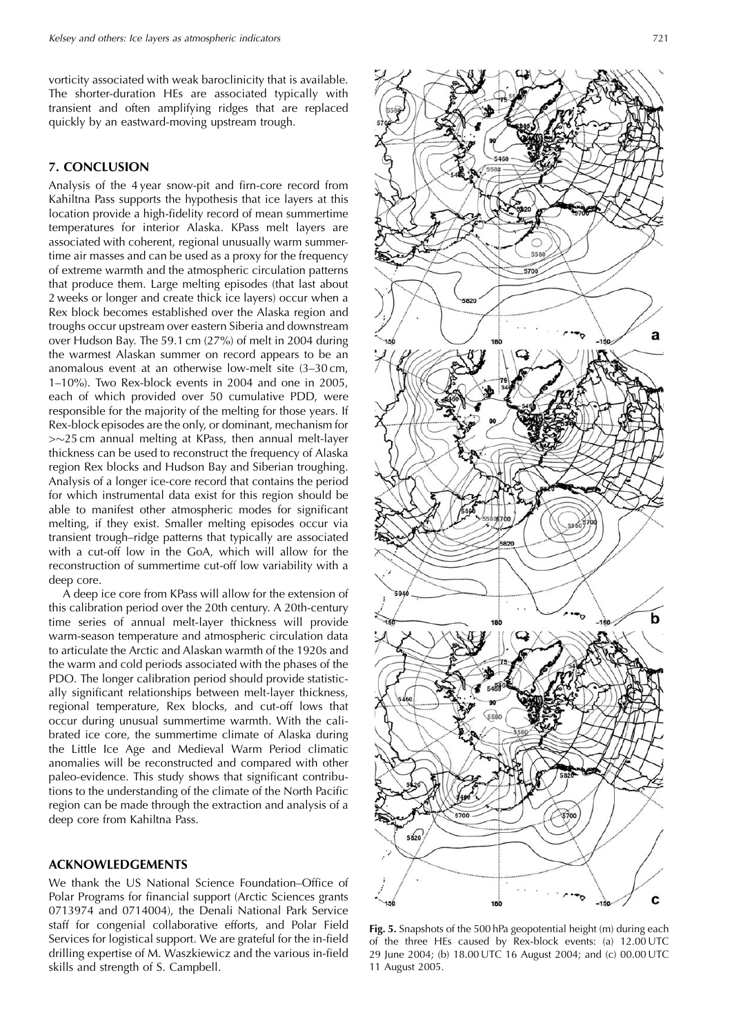vorticity associated with weak baroclinicity that is available. The shorter-duration HEs are associated typically with transient and often amplifying ridges that are replaced quickly by an eastward-moving upstream trough.

## 7. CONCLUSION

Analysis of the 4 year snow-pit and firn-core record from Kahiltna Pass supports the hypothesis that ice layers at this location provide a high-fidelity record of mean summertime temperatures for interior Alaska. KPass melt layers are associated with coherent, regional unusually warm summertime air masses and can be used as a proxy for the frequency of extreme warmth and the atmospheric circulation patterns that produce them. Large melting episodes (that last about 2 weeks or longer and create thick ice layers) occur when a Rex block becomes established over the Alaska region and troughs occur upstream over eastern Siberia and downstream over Hudson Bay. The 59.1 cm (27%) of melt in 2004 during the warmest Alaskan summer on record appears to be an anomalous event at an otherwise low-melt site (3–30 cm, 1–10%). Two Rex-block events in 2004 and one in 2005, each of which provided over 50 cumulative PDD, were responsible for the majority of the melting for those years. If Rex-block episodes are the only, or dominant, mechanism for $>\sim$25 cm annual melting at KPass, then annual melt-layer thickness can be used to reconstruct the frequency of Alaska region Rex blocks and Hudson Bay and Siberian troughing. Analysis of a longer ice-core record that contains the period for which instrumental data exist for this region should be able to manifest other atmospheric modes for significant melting, if they exist. Smaller melting episodes occur via transient trough–ridge patterns that typically are associated with a cut-off low in the GoA, which will allow for the reconstruction of summertime cut-off low variability with a deep core.

A deep ice core from KPass will allow for the extension of this calibration period over the 20th century. A 20th-century time series of annual melt-layer thickness will provide warm-season temperature and atmospheric circulation data to articulate the Arctic and Alaskan warmth of the 1920s and the warm and cold periods associated with the phases of the PDO. The longer calibration period should provide statistically significant relationships between melt-layer thickness, regional temperature, Rex blocks, and cut-off lows that occur during unusual summertime warmth. With the calibrated ice core, the summertime climate of Alaska during the Little Ice Age and Medieval Warm Period climatic anomalies will be reconstructed and compared with other paleo-evidence. This study shows that significant contributions to the understanding of the climate of the North Pacific region can be made through the extraction and analysis of a deep core from Kahiltna Pass.

## ACKNOWLEDGEMENTS

We thank the US National Science Foundation–Office of Polar Programs for financial support (Arctic Sciences grants 0713974 and 0714004), the Denali National Park Service staff for congenial collaborative efforts, and Polar Field Services for logistical support. We are grateful for the in-field drilling expertise of M. Waszkiewicz and the various in-field skills and strength of S. Campbell.

**Fig. 5.** Snapshots of the 500 hPa geopotential height (m) during each of the three HEs caused by Rex-block events: (a) 12.00 UTC 29 June 2004; (b) 18.00 UTC 16 August 2004; and (c) 00.00 UTC 11 August 2005.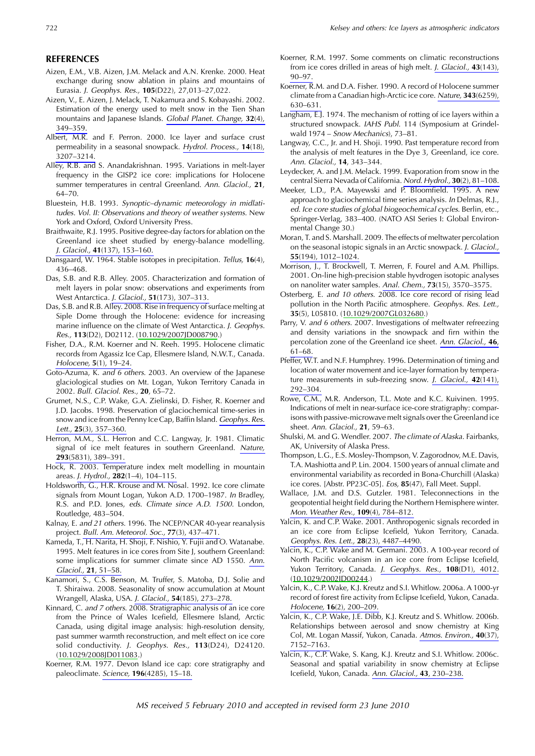## REFERENCES

Aizen, E.M., V.B. Aizen, J.M. Melack and A.N. Krenke. 2000. Heat exchange during snow ablation in plains and mountains of Eurasia. *J. Geophys. Res.,* **105**(D22), 27,013–27,022.

Aizen, V., E. Aizen, J. Melack, T. Nakamura and S. Kobayashi. 2002. Estimation of the energy used to melt snow in the Tien Shan mountains and Japanese Islands. *Global Planet. Change,* **32**(4), 349–359.

Albert, M.R. and F. Perron. 2000. Ice layer and surface crust permeability in a seasonal snowpack. *Hydrol. Process.,* **14**(18), 3207–3214.

Alley, R.B. and S. Anandakrishnan. 1995. Variations in melt-layer frequency in the GISP2 ice core: implications for Holocene summer temperatures in central Greenland. *Ann. Glaciol.,* **21**, 64–70.

Bluestein, H.B. 1993. *Synoptic–dynamic meteorology in midlatitudes. Vol. II: Observations and theory of weather systems.* New York and Oxford, Oxford University Press.

Braithwaite, R.J. 1995. Positive degree-day factors for ablation on the Greenland ice sheet studied by energy-balance modelling. *J. Glaciol.,* **41**(137), 153–160.

Dansgaard, W. 1964. Stable isotopes in precipitation. *Tellus,* **16**(4), 436–468.

Das, S.B. and R.B. Alley. 2005. Characterization and formation of melt layers in polar snow: observations and experiments from West Antarctica. *J. Glaciol.,* **51**(173), 307–313.

Das, S.B. and R.B. Alley. 2008. Rise in frequency of surface melting at Siple Dome through the Holocene: evidence for increasing marine influence on the climate of West Antarctica. *J. Geophys. Res.,* **113**(D2), D02112. (10.1029/2007JD008790.)

Fisher, D.A., R.M. Koerner and N. Reeh. 1995. Holocene climatic records from Agassiz Ice Cap, Ellesmere Island, N.W.T., Canada. *Holocene,* **5**(1), 19–24.

Goto-Azuma, K. *and 6 others.* 2003. An overview of the Japanese glaciological studies on Mt. Logan, Yukon Territory Canada in 2002. *Bull. Glaciol. Res.,* **20**, 65–72.

Grumet, N.S., C.P. Wake, G.A. Zielinski, D. Fisher, R. Koerner and J.D. Jacobs. 1998. Preservation of glaciochemical time-series in snow and ice from the Penny Ice Cap, Baffin Island. *Geophys. Res. Lett.,* **25**(3), 357–360.

Herron, M.M., S.L. Herron and C.C. Langway, Jr. 1981. Climatic signal of ice melt features in southern Greenland. *Nature,* **293**(5831), 389–391.

Hock, R. 2003. Temperature index melt modelling in mountain areas. *J. Hydrol.,* **282**(1–4), 104–115.

Holdsworth, G., H.R. Krouse and M. Nosal. 1992. Ice core climate signals from Mount Logan, Yukon A.D. 1700–1987. *In* Bradley, R.S. and P.D. Jones, *eds. Climate since A.D. 1500.* London, Routledge, 483–504.

Kalnay, E. *and 21 others.* 1996. The NCEP/NCAR 40-year reanalysis project. *Bull. Am. Meteorol. Soc.,* **77**(3), 437–471.

Kameda, T., H. Narita, H. Shoji, F. Nishio, Y. Fujii and O. Watanabe. 1995. Melt features in ice cores from Site J, southern Greenland: some implications for summer climate since AD 1550. *Ann. Glaciol.,* **21**, 51–58.

Kanamori, S., C.S. Benson, M. Truffer, S. Matoba, D.J. Solie and T. Shiraiwa. 2008. Seasonality of snow accumulation at Mount Wrangell, Alaska, USA. *J. Glaciol.,* **54**(185), 273–278.

Kinnard, C. *and 7 others.* 2008. Stratigraphic analysis of an ice core from the Prince of Wales Icefield, Ellesmere Island, Arctic Canada, using digital image analysis: high-resolution density, past summer warmth reconstruction, and melt effect on ice core solid conductivity. *J. Geophys. Res.,* **113**(D24), D24120. (10.1029/2008JD011083.)

Koerner, R.M. 1977. Devon Island ice cap: core stratigraphy and paleoclimate. *Science,* **196**(4285), 15–18.

Koerner, R.M. 1997. Some comments on climatic reconstructions from ice cores drilled in areas of high melt. *J. Glaciol.,* **43**(143), 90–97.

Koerner, R.M. and D.A. Fisher. 1990. A record of Holocene summer climate from a Canadian high-Arctic ice core. *Nature,* **343**(6259), 630–631.

Langham, E.J. 1974. The mechanism of rotting of ice layers within a structured snowpack. *IAHS Publ.* 114 (Symposium at Grindelwald 1974 – *Snow Mechanics*), 73–81.

Langway, C.C., Jr. and H. Shoji. 1990. Past temperature record from the analysis of melt features in the Dye 3, Greenland, ice core. *Ann. Glaciol.,* **14**, 343–344.

Leydecker, A. and J.M. Melack. 1999. Evaporation from snow in the central Sierra Nevada of California. *Nord. Hydrol.,* **30**(2), 81–108.

Meeker, L.D., P.A. Mayewski and P. Bloomfield. 1995. A new approach to glaciochemical time series analysis. *In* Delmas, R.J., *ed. Ice core studies of global biogeochemical cycles.* Berlin, etc., Springer-Verlag, 383–400. (NATO ASI Series I: Global Environmental Change 30.)

Moran, T. and S. Marshall. 2009. The effects of meltwater percolation on the seasonal istopic signals in an Arctic snowpack. *J. Glaciol.,* **55**(194), 1012–1024.

Morrison, J., T. Brockwell, T. Merren, F. Fourel and A.M. Phillips. 2001. On-line high-precision stable hyvdrogen isotopic analyses on nanoliter water samples. *Anal. Chem.,* **73**(15), 3570–3575.

Osterberg, E. *and 10 others.* 2008. Ice core record of rising lead pollution in the North Pacific atmosphere. *Geophys. Res. Lett.,* **35**(5), L05810. (10.1029/2007GL032680.)

Parry, V. *and 6 others.* 2007. Investigations of meltwater refreezing and density variations in the snowpack and firn within the percolation zone of the Greenland ice sheet. *Ann. Glaciol.,* **46**, 61–68.

Pfeffer, W.T. and N.F. Humphrey. 1996. Determination of timing and location of water movement and ice-layer formation by temperature measurements in sub-freezing snow. *J. Glaciol.,* **42**(141), 292–304.

Rowe, C.M., M.R. Anderson, T.L. Mote and K.C. Kuivinen. 1995. Indications of melt in near-surface ice-core stratigraphy: comparisons with passive-microwave melt signals over the Greenland ice sheet. *Ann. Glaciol.,* **21**, 59–63.

Shulski, M. and G. Wendler. 2007. *The climate of Alaska.* Fairbanks, AK, University of Alaska Press.

Thompson, L.G., E.S. Mosley-Thompson, V. Zagorodnov, M.E. Davis, T.A. Mashiotta and P. Lin. 2004. 1500 years of annual climate and environmental variability as recorded in Bona-Churchill (Alaska) ice cores. [Abstr. PP23C-05]. *Eos,* **85**(47), Fall Meet. Suppl.

Wallace, J.M. and D.S. Gutzler. 1981. Teleconnections in the geopotential height field during the Northern Hemisphere winter. *Mon. Weather Rev.,* **109**(4), 784–812.

Yalcin, K. and C.P. Wake. 2001. Anthropogenic signals recorded in an ice core from Eclipse Icefield, Yukon Territory, Canada. *Geophys. Res. Lett.,* **28**(23), 4487–4490.

Yalcin, K., C.P. Wake and M. Germani. 2003. A 100-year record of North Pacific volcanism in an ice core from Eclipse Icefield, Yukon Territory, Canada. *J. Geophys. Res.,* **108**(D1), 4012. (10.1029/2002JD00244.)

Yalcin, K., C.P. Wake, K.J. Kreutz and S.I. Whitlow. 2006a. A 1000-yr record of forest fire activity from Eclipse Icefield, Yukon, Canada. *Holocene,* **16**(2), 200–209.

Yalcin, K., C.P. Wake, J.E. Dibb, K.J. Kreutz and S. Whitlow. 2006b. Relationships between aerosol and snow chemistry at King Col, Mt. Logan Massif, Yukon, Canada. *Atmos. Environ.,* **40**(37), 7152–7163.

Yalcin, K., C.P. Wake, S. Kang, K.J. Kreutz and S.I. Whitlow. 2006c. Seasonal and spatial variability in snow chemistry at Eclipse Icefield, Yukon, Canada. *Ann. Glaciol.,* **43**, 230–238.

*MS received 5 February 2010 and accepted in revised form 23 June 2010*